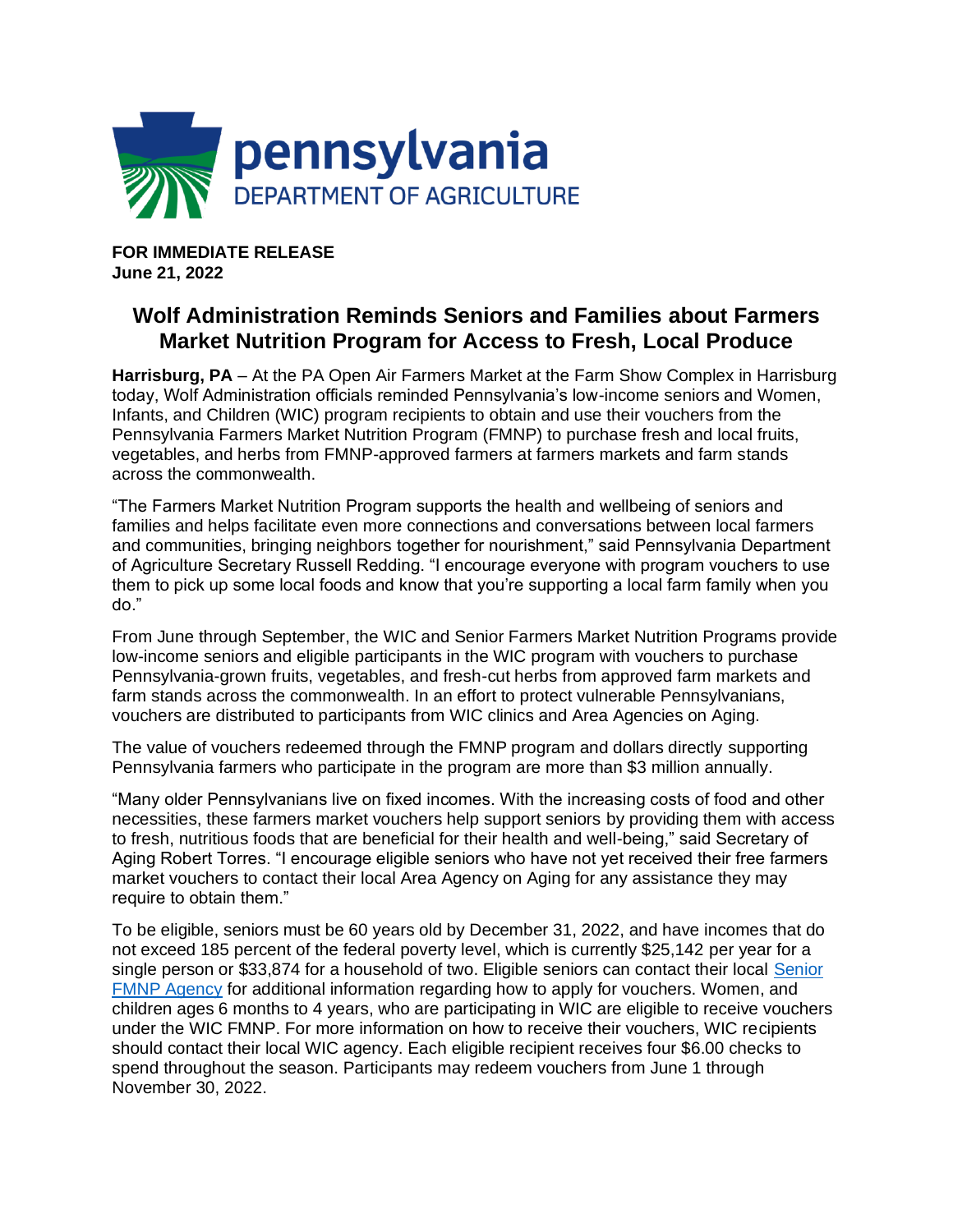pennsylvania
DEPARTMENT OF AGRICULTURE

**FOR IMMEDIATE RELEASE**
**June 21, 2022**

# Wolf Administration Reminds Seniors and Families about Farmers Market Nutrition Program for Access to Fresh, Local Produce

**Harrisburg, PA** – At the PA Open Air Farmers Market at the Farm Show Complex in Harrisburg today, Wolf Administration officials reminded Pennsylvania's low-income seniors and Women, Infants, and Children (WIC) program recipients to obtain and use their vouchers from the Pennsylvania Farmers Market Nutrition Program (FMNP) to purchase fresh and local fruits, vegetables, and herbs from FMNP-approved farmers at farmers markets and farm stands across the commonwealth.

"The Farmers Market Nutrition Program supports the health and wellbeing of seniors and families and helps facilitate even more connections and conversations between local farmers and communities, bringing neighbors together for nourishment," said Pennsylvania Department of Agriculture Secretary Russell Redding. "I encourage everyone with program vouchers to use them to pick up some local foods and know that you're supporting a local farm family when you do."

From June through September, the WIC and Senior Farmers Market Nutrition Programs provide low-income seniors and eligible participants in the WIC program with vouchers to purchase Pennsylvania-grown fruits, vegetables, and fresh-cut herbs from approved farm markets and farm stands across the commonwealth. In an effort to protect vulnerable Pennsylvanians, vouchers are distributed to participants from WIC clinics and Area Agencies on Aging.

The value of vouchers redeemed through the FMNP program and dollars directly supporting Pennsylvania farmers who participate in the program are more than $3 million annually.

"Many older Pennsylvanians live on fixed incomes. With the increasing costs of food and other necessities, these farmers market vouchers help support seniors by providing them with access to fresh, nutritious foods that are beneficial for their health and well-being," said Secretary of Aging Robert Torres. "I encourage eligible seniors who have not yet received their free farmers market vouchers to contact their local Area Agency on Aging for any assistance they may require to obtain them."

To be eligible, seniors must be 60 years old by December 31, 2022, and have incomes that do not exceed 185 percent of the federal poverty level, which is currently $25,142 per year for a single person or $33,874 for a household of two. Eligible seniors can contact their local Senior FMNP Agency for additional information regarding how to apply for vouchers. Women, and children ages 6 months to 4 years, who are participating in WIC are eligible to receive vouchers under the WIC FMNP. For more information on how to receive their vouchers, WIC recipients should contact their local WIC agency. Each eligible recipient receives four $6.00 checks to spend throughout the season. Participants may redeem vouchers from June 1 through November 30, 2022.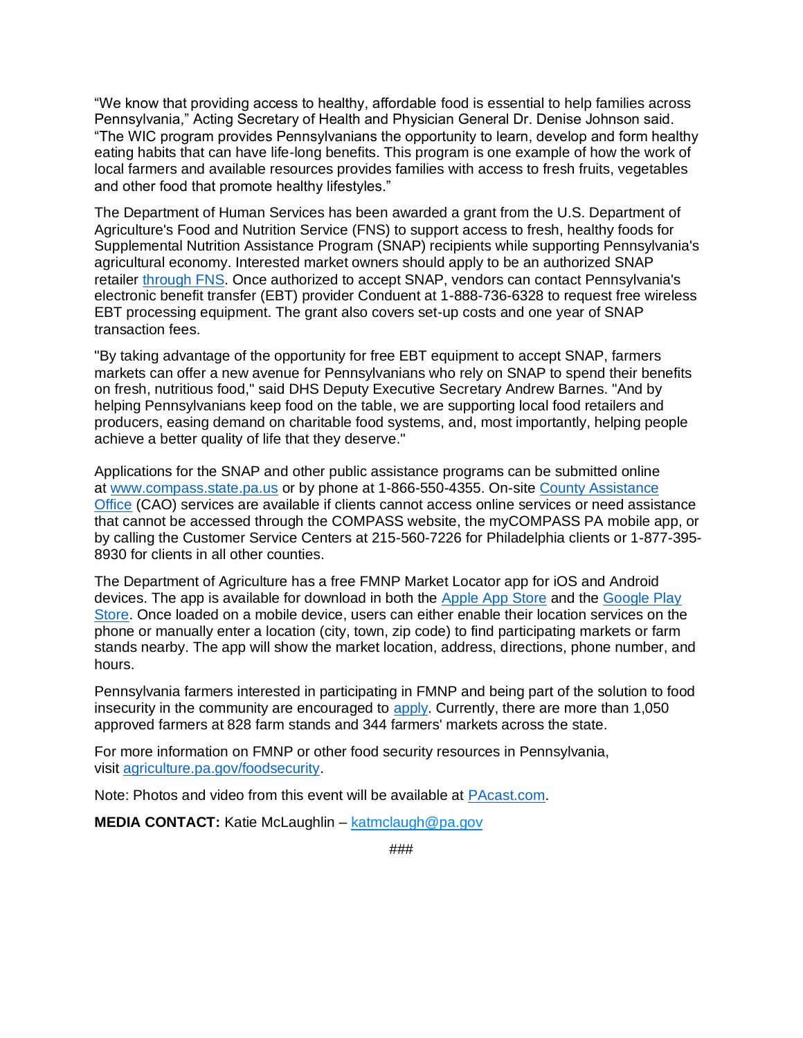"We know that providing access to healthy, affordable food is essential to help families across Pennsylvania," Acting Secretary of Health and Physician General Dr. Denise Johnson said. "The WIC program provides Pennsylvanians the opportunity to learn, develop and form healthy eating habits that can have life-long benefits. This program is one example of how the work of local farmers and available resources provides families with access to fresh fruits, vegetables and other food that promote healthy lifestyles."

The Department of Human Services has been awarded a grant from the U.S. Department of Agriculture's Food and Nutrition Service (FNS) to support access to fresh, healthy foods for Supplemental Nutrition Assistance Program (SNAP) recipients while supporting Pennsylvania's agricultural economy. Interested market owners should apply to be an authorized SNAP retailer [through FNS](). Once authorized to accept SNAP, vendors can contact Pennsylvania's electronic benefit transfer (EBT) provider Conduent at 1-888-736-6328 to request free wireless EBT processing equipment. The grant also covers set-up costs and one year of SNAP transaction fees.

"By taking advantage of the opportunity for free EBT equipment to accept SNAP, farmers markets can offer a new avenue for Pennsylvanians who rely on SNAP to spend their benefits on fresh, nutritious food," said DHS Deputy Executive Secretary Andrew Barnes. "And by helping Pennsylvanians keep food on the table, we are supporting local food retailers and producers, easing demand on charitable food systems, and, most importantly, helping people achieve a better quality of life that they deserve."

Applications for the SNAP and other public assistance programs can be submitted online at [www.compass.state.pa.us]() or by phone at 1-866-550-4355. On-site [County Assistance Office]() (CAO) services are available if clients cannot access online services or need assistance that cannot be accessed through the COMPASS website, the myCOMPASS PA mobile app, or by calling the Customer Service Centers at 215-560-7226 for Philadelphia clients or 1-877-395-8930 for clients in all other counties.

The Department of Agriculture has a free FMNP Market Locator app for iOS and Android devices. The app is available for download in both the [Apple App Store]() and the [Google Play Store](). Once loaded on a mobile device, users can either enable their location services on the phone or manually enter a location (city, town, zip code) to find participating markets or farm stands nearby. The app will show the market location, address, directions, phone number, and hours.

Pennsylvania farmers interested in participating in FMNP and being part of the solution to food insecurity in the community are encouraged to [apply](). Currently, there are more than 1,050 approved farmers at 828 farm stands and 344 farmers' markets across the state.

For more information on FMNP or other food security resources in Pennsylvania, visit [agriculture.pa.gov/foodsecurity]().

Note: Photos and video from this event will be available at [PAcast.com]().

**MEDIA CONTACT:** Katie McLaughlin – [katmclaugh@pa.gov]()

###